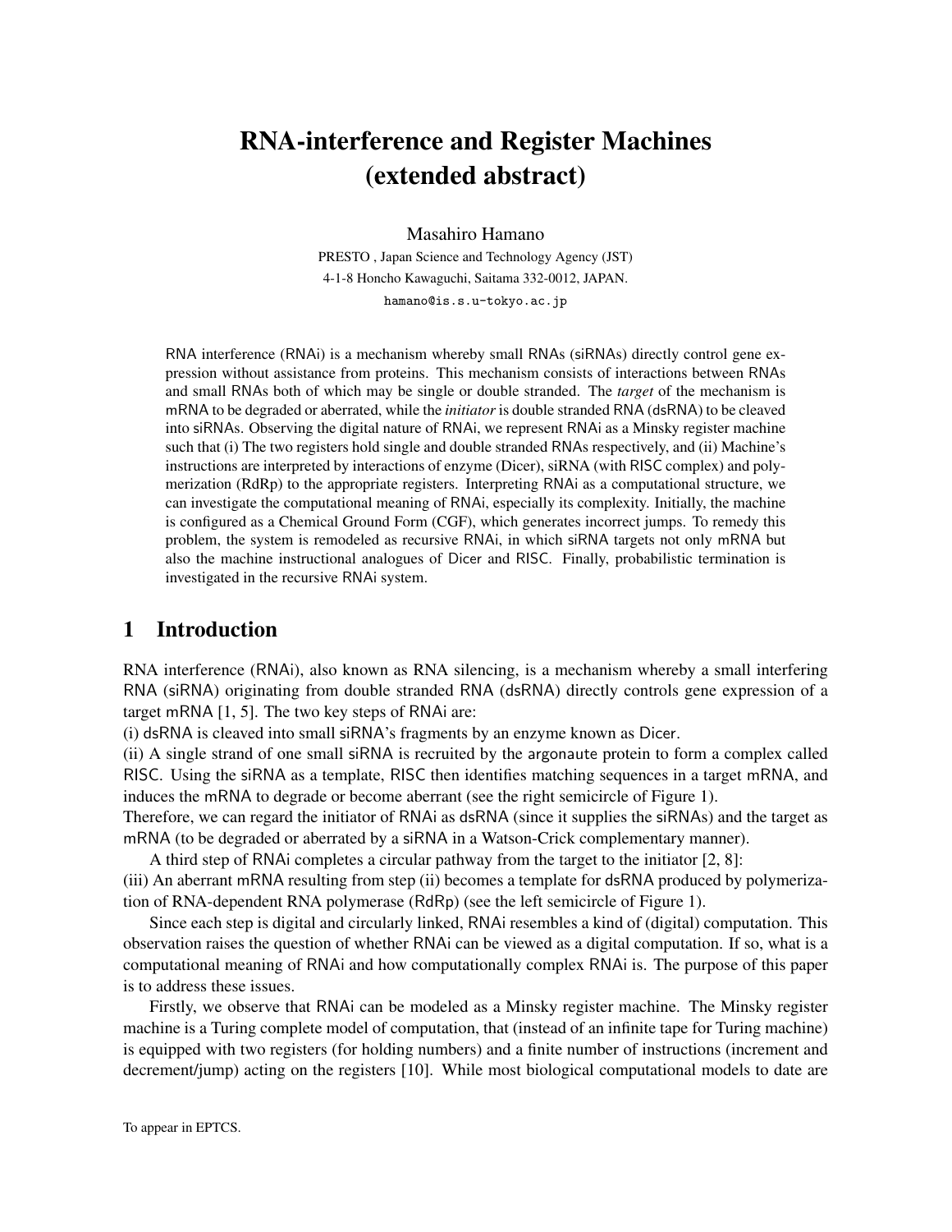# RNA-interference and Register Machines (extended abstract)

Masahiro Hamano

PRESTO , Japan Science and Technology Agency (JST)
4-1-8 Honcho Kawaguchi, Saitama 332-0012, JAPAN.
hamano@is.s.u-tokyo.ac.jp

RNA interference (RNAi) is a mechanism whereby small RNAs (siRNAs) directly control gene expression without assistance from proteins. This mechanism consists of interactions between RNAs and small RNAs both of which may be single or double stranded. The *target* of the mechanism is mRNA to be degraded or aberrated, while the *initiator* is double stranded RNA (dsRNA) to be cleaved into siRNAs. Observing the digital nature of RNAi, we represent RNAi as a Minsky register machine such that (i) The two registers hold single and double stranded RNAs respectively, and (ii) Machine's instructions are interpreted by interactions of enzyme (Dicer), siRNA (with RISC complex) and polymerization (RdRp) to the appropriate registers. Interpreting RNAi as a computational structure, we can investigate the computational meaning of RNAi, especially its complexity. Initially, the machine is configured as a Chemical Ground Form (CGF), which generates incorrect jumps. To remedy this problem, the system is remodeled as recursive RNAi, in which siRNA targets not only mRNA but also the machine instructional analogues of Dicer and RISC. Finally, probabilistic termination is investigated in the recursive RNAi system.

## 1 Introduction

RNA interference (RNAi), also known as RNA silencing, is a mechanism whereby a small interfering RNA (siRNA) originating from double stranded RNA (dsRNA) directly controls gene expression of a target mRNA [1, 5]. The two key steps of RNAi are:
(i) dsRNA is cleaved into small siRNA's fragments by an enzyme known as Dicer.
(ii) A single strand of one small siRNA is recruited by the argonaute protein to form a complex called RISC. Using the siRNA as a template, RISC then identifies matching sequences in a target mRNA, and induces the mRNA to degrade or become aberrant (see the right semicircle of Figure 1).
Therefore, we can regard the initiator of RNAi as dsRNA (since it supplies the siRNAs) and the target as mRNA (to be degraded or aberrated by a siRNA in a Watson-Crick complementary manner).

A third step of RNAi completes a circular pathway from the target to the initiator [2, 8]:
(iii) An aberrant mRNA resulting from step (ii) becomes a template for dsRNA produced by polymerization of RNA-dependent RNA polymerase (RdRp) (see the left semicircle of Figure 1).

Since each step is digital and circularly linked, RNAi resembles a kind of (digital) computation. This observation raises the question of whether RNAi can be viewed as a digital computation. If so, what is a computational meaning of RNAi and how computationally complex RNAi is. The purpose of this paper is to address these issues.

Firstly, we observe that RNAi can be modeled as a Minsky register machine. The Minsky register machine is a Turing complete model of computation, that (instead of an infinite tape for Turing machine) is equipped with two registers (for holding numbers) and a finite number of instructions (increment and decrement/jump) acting on the registers [10]. While most biological computational models to date are

To appear in EPTCS.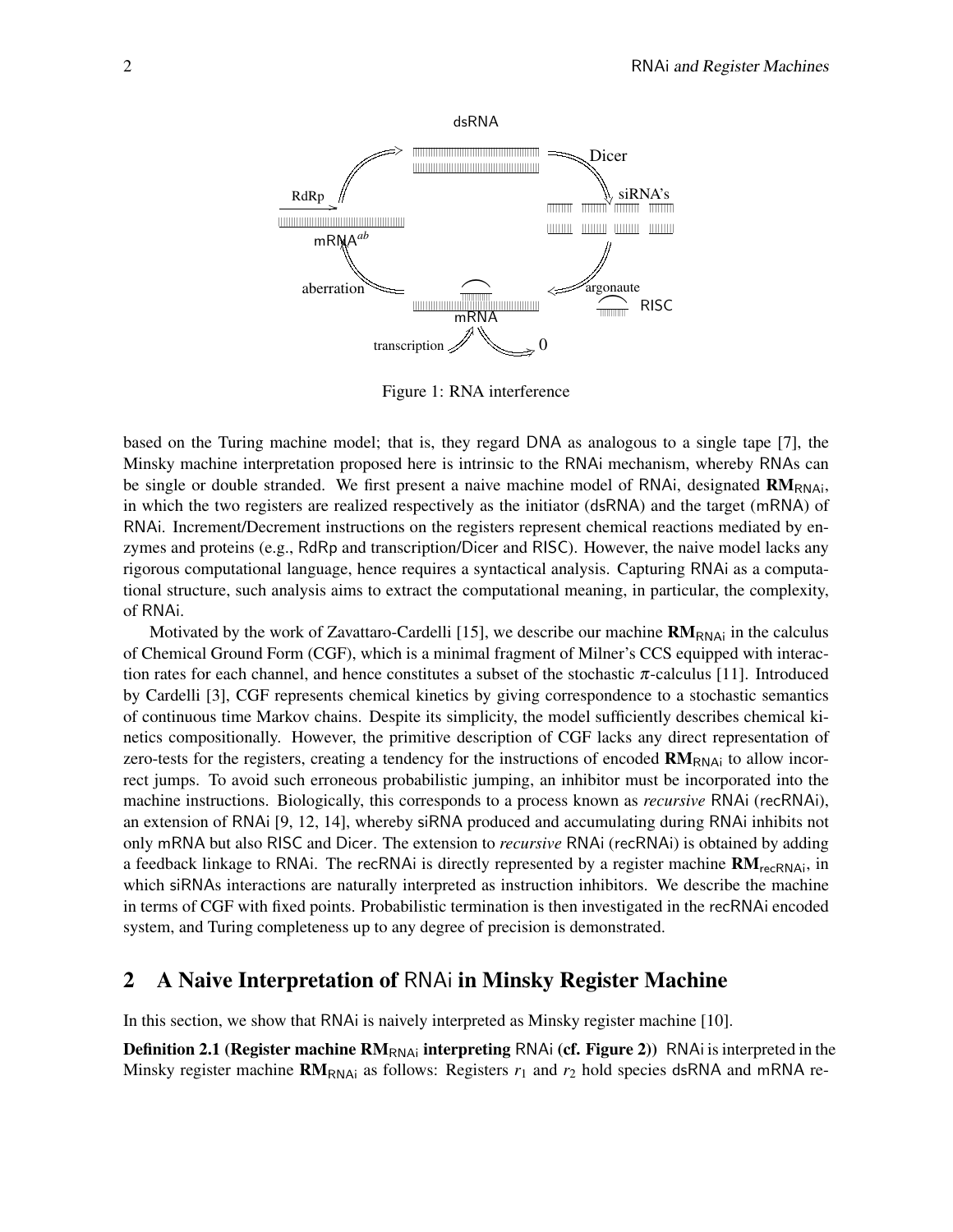Figure 1: RNA interference

based on the Turing machine model; that is, they regard DNA as analogous to a single tape [7], the Minsky machine interpretation proposed here is intrinsic to the RNAi mechanism, whereby RNAs can be single or double stranded. We first present a naive machine model of RNAi, designated $\mathbf{RM}_{\mathsf{RNAi}}$, in which the two registers are realized respectively as the initiator (dsRNA) and the target (mRNA) of RNAi. Increment/Decrement instructions on the registers represent chemical reactions mediated by enzymes and proteins (e.g., RdRp and transcription/Dicer and RISC). However, the naive model lacks any rigorous computational language, hence requires a syntactical analysis. Capturing RNAi as a computational structure, such analysis aims to extract the computational meaning, in particular, the complexity, of RNAi.

Motivated by the work of Zavattaro-Cardelli [15], we describe our machine $\mathbf{RM}_{\mathsf{RNAi}}$ in the calculus of Chemical Ground Form (CGF), which is a minimal fragment of Milner's CCS equipped with interaction rates for each channel, and hence constitutes a subset of the stochastic $\pi$-calculus [11]. Introduced by Cardelli [3], CGF represents chemical kinetics by giving correspondence to a stochastic semantics of continuous time Markov chains. Despite its simplicity, the model sufficiently describes chemical kinetics compositionally. However, the primitive description of CGF lacks any direct representation of zero-tests for the registers, creating a tendency for the instructions of encoded $\mathbf{RM}_{\mathsf{RNAi}}$ to allow incorrect jumps. To avoid such erroneous probabilistic jumping, an inhibitor must be incorporated into the machine instructions. Biologically, this corresponds to a process known as *recursive* RNAi (recRNAi), an extension of RNAi [9, 12, 14], whereby siRNA produced and accumulating during RNAi inhibits not only mRNA but also RISC and Dicer. The extension to *recursive* RNAi (recRNAi) is obtained by adding a feedback linkage to RNAi. The recRNAi is directly represented by a register machine $\mathbf{RM}_{\mathsf{recRNAi}}$, in which siRNAs interactions are naturally interpreted as instruction inhibitors. We describe the machine in terms of CGF with fixed points. Probabilistic termination is then investigated in the recRNAi encoded system, and Turing completeness up to any degree of precision is demonstrated.

## 2 A Naive Interpretation of RNAi in Minsky Register Machine

In this section, we show that RNAi is naively interpreted as Minsky register machine [10].

**Definition 2.1 (Register machine $\mathbf{RM}_{\mathsf{RNAi}}$ interpreting RNAi (cf. Figure 2))** RNAi is interpreted in the Minsky register machine $\mathbf{RM}_{\mathsf{RNAi}}$ as follows: Registers $r_1$ and $r_2$ hold species dsRNA and mRNA re-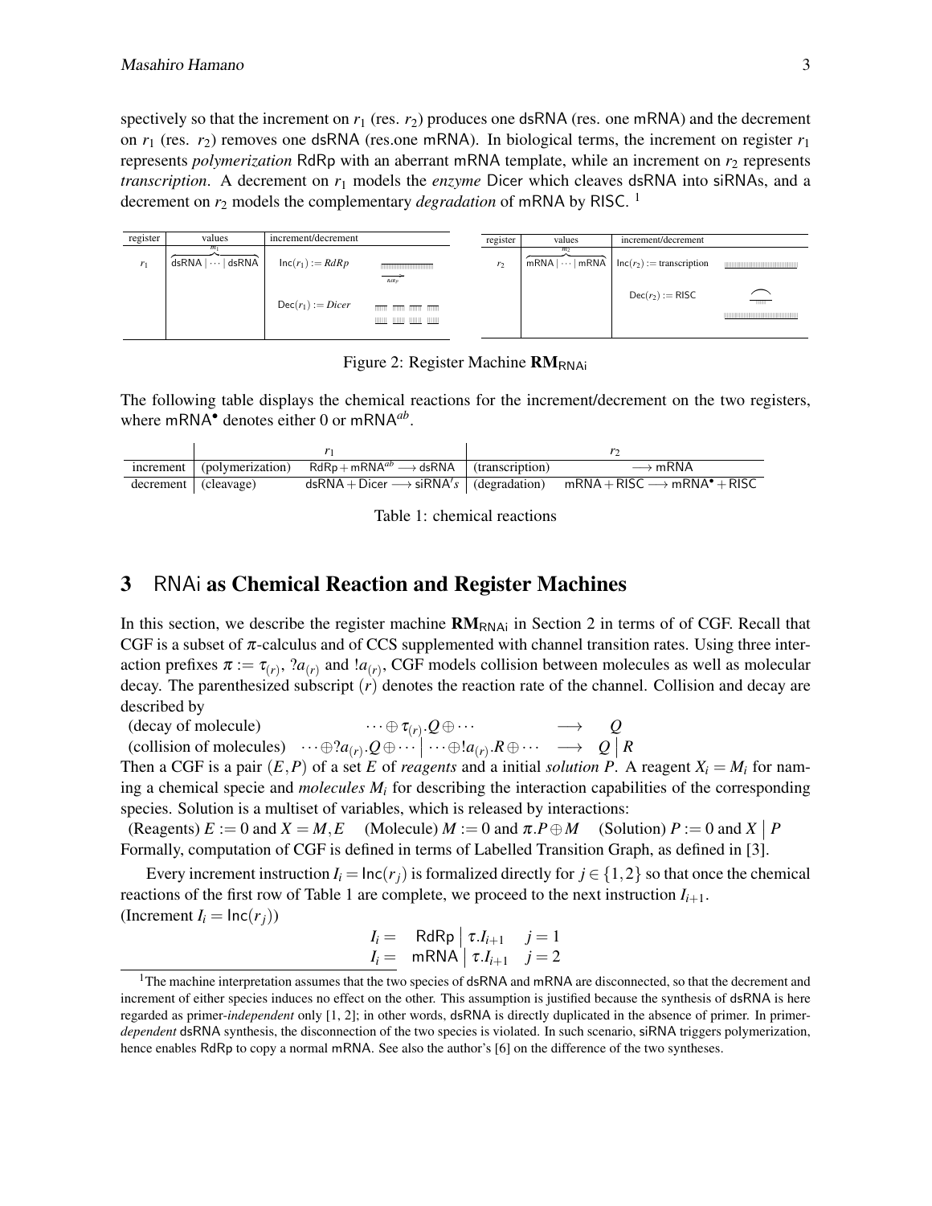spectively so that the increment on $r_1$ (res. $r_2$) produces one dsRNA (res. one mRNA) and the decrement on $r_1$ (res. $r_2$) removes one dsRNA (res.one mRNA). In biological terms, the increment on register $r_1$ represents *polymerization* RdRp with an aberrant mRNA template, while an increment on $r_2$ represents *transcription*. A decrement on $r_1$ models the *enzyme* Dicer which cleaves dsRNA into siRNAs, and a decrement on $r_2$ models the complementary *degradation* of mRNA by RISC. [1]

| register | values | increment/decrement | |
|---|---|---|---|
| $r_1$ | $\overbrace{\mathsf{dsRNA} \mid \cdots \mid \mathsf{dsRNA}}^{m_1}$ | $\mathsf{Inc}(r_1) := RdRp$ | |
| | | $\mathsf{Dec}(r_1) := Dicer$ | |

| register | values | increment/decrement | |
|---|---|---|---|
| $r_2$ | $\overbrace{\mathsf{mRNA} \mid \cdots \mid \mathsf{mRNA}}^{m_2}$ | $\mathsf{Inc}(r_2) :=$ transcription | |
| | | $\mathsf{Dec}(r_2) :=$ RISC | |

Figure 2: Register Machine $\mathbf{RM}_{\mathsf{RNAi}}$

The following table displays the chemical reactions for the increment/decrement on the two registers, where $\mathsf{mRNA}^{\bullet}$ denotes either 0 or $\mathsf{mRNA}^{ab}$.

| | $r_1$ | | $r_2$ | |
|---|---|---|---|---|
| increment | (polymerization) | $\mathsf{RdRp} + \mathsf{mRNA}^{ab} \longrightarrow \mathsf{dsRNA}$ | (transcription) | $\longrightarrow \mathsf{mRNA}$ |
| decrement | (cleavage) | $\mathsf{dsRNA} + \mathsf{Dicer} \longrightarrow \mathsf{siRNA}'s$ | (degradation) | $\mathsf{mRNA} + \mathsf{RISC} \longrightarrow \mathsf{mRNA}^{\bullet} + \mathsf{RISC}$ |

Table 1: chemical reactions

## 3 RNAi as Chemical Reaction and Register Machines

In this section, we describe the register machine $\mathbf{RM}_{\mathsf{RNAi}}$ in Section 2 in terms of of CGF. Recall that CGF is a subset of $\pi$-calculus and of CCS supplemented with channel transition rates. Using three interaction prefixes $\pi := \tau_{(r)}$, $?a_{(r)}$ and $!a_{(r)}$, CGF models collision between molecules as well as molecular decay. The parenthesized subscript $(r)$ denotes the reaction rate of the channel. Collision and decay are described by

(decay of molecule) $\quad \cdots \oplus \tau_{(r)}.Q \oplus \cdots \quad \longrightarrow \quad Q$

(collision of molecules) $\quad \cdots \oplus ?a_{(r)}.Q \oplus \cdots \Big| \cdots \oplus !a_{(r)}.R \oplus \cdots \quad \longrightarrow \quad Q \Big| R$

Then a CGF is a pair $(E,P)$ of a set $E$ of *reagents* and a initial *solution* $P$. A reagent $X_i = M_i$ for naming a chemical specie and *molecules* $M_i$ for describing the interaction capabilities of the corresponding species. Solution is a multiset of variables, which is released by interactions:

(Reagents) $E := 0$ and $X = M, E$ $\quad$ (Molecule) $M := 0$ and $\pi.P \oplus M$ $\quad$ (Solution) $P := 0$ and $X \Big| P$

Formally, computation of CGF is defined in terms of Labelled Transition Graph, as defined in [3].

Every increment instruction $I_i = \mathsf{Inc}(r_j)$ is formalized directly for $j \in \{1,2\}$ so that once the chemical reactions of the first row of Table 1 are complete, we proceed to the next instruction $I_{i+1}$.

(Increment $I_i = \mathsf{Inc}(r_j)$)

$$
\begin{array}{lll}
I_i = & \mathsf{RdRp} \Big| \tau.I_{i+1} & j = 1 \\
I_i = & \mathsf{mRNA} \Big| \tau.I_{i+1} & j = 2
\end{array}
$$

[1] The machine interpretation assumes that the two species of dsRNA and mRNA are disconnected, so that the decrement and increment of either species induces no effect on the other. This assumption is justified because the synthesis of dsRNA is here regarded as primer-*independent* only [1, 2]; in other words, dsRNA is directly duplicated in the absence of primer. In primer-*dependent* dsRNA synthesis, the disconnection of the two species is violated. In such scenario, siRNA triggers polymerization, hence enables RdRp to copy a normal mRNA. See also the author's [6] on the difference of the two syntheses.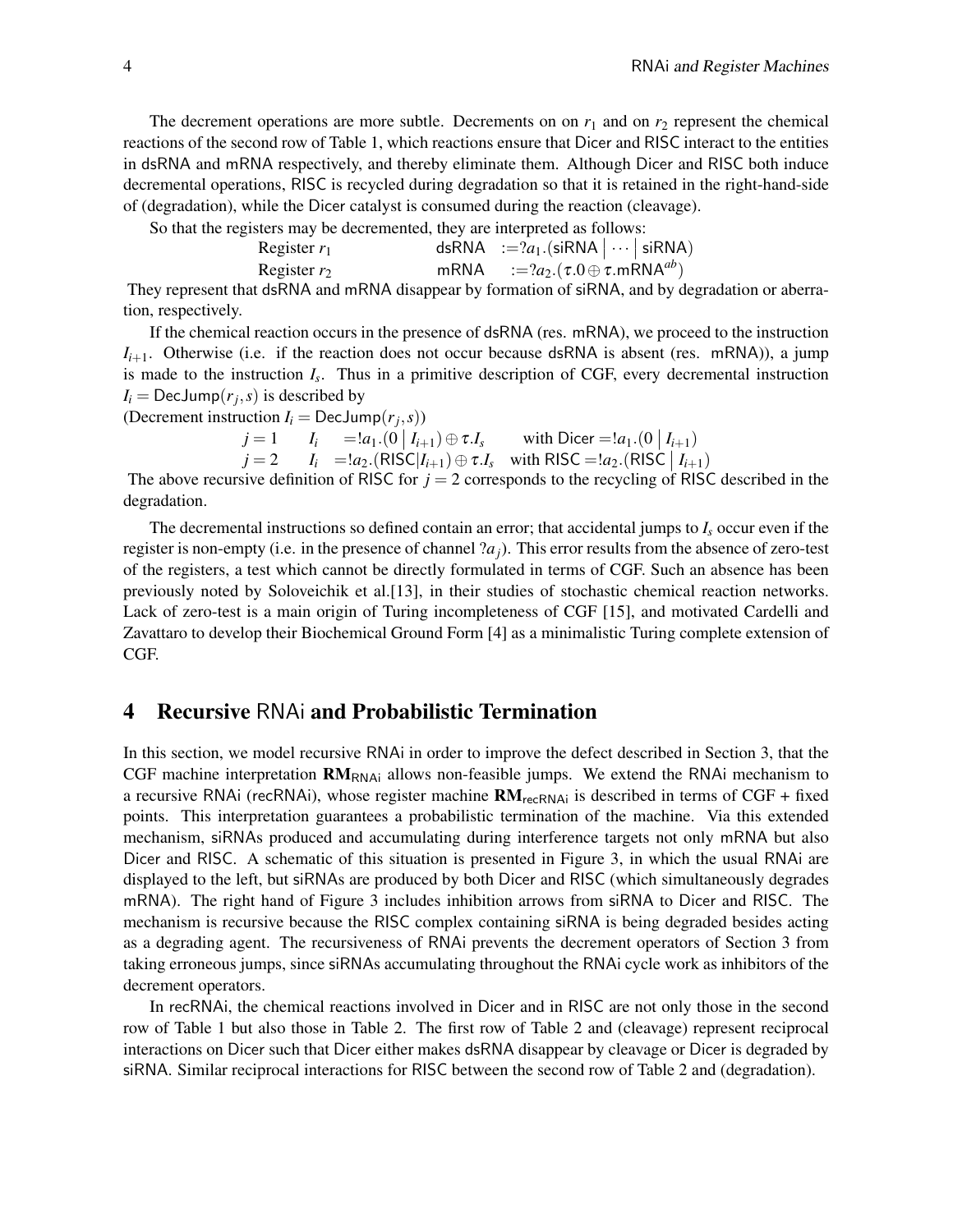The decrement operations are more subtle. Decrements on on $r_1$ and on $r_2$ represent the chemical reactions of the second row of Table 1, which reactions ensure that Dicer and RISC interact to the entities in dsRNA and mRNA respectively, and thereby eliminate them. Although Dicer and RISC both induce decremental operations, RISC is recycled during degradation so that it is retained in the right-hand-side of (degradation), while the Dicer catalyst is consumed during the reaction (cleavage).

So that the registers may be decremented, they are interpreted as follows:

$$\begin{array}{lll} \text{Register } r_1 & \mathsf{dsRNA} & := ?a_1.(\mathsf{siRNA} \mid \cdots \mid \mathsf{siRNA}) \\ \text{Register } r_2 & \mathsf{mRNA} & := ?a_2.(\tau.0 \oplus \tau.\mathsf{mRNA}^{ab}) \end{array}$$

They represent that dsRNA and mRNA disappear by formation of siRNA, and by degradation or aberration, respectively.

If the chemical reaction occurs in the presence of dsRNA (res. mRNA), we proceed to the instruction $I_{i+1}$. Otherwise (i.e. if the reaction does not occur because dsRNA is absent (res. mRNA)), a jump is made to the instruction $I_s$. Thus in a primitive description of CGF, every decremental instruction $I_i = \mathsf{DecJump}(r_j, s)$ is described by

(Decrement instruction $I_i = \mathsf{DecJump}(r_j, s)$)

$$\begin{array}{llll} j=1 & I_i & = !a_1.(0 \mid I_{i+1}) \oplus \tau.I_s & \text{with } \mathsf{Dicer} = !a_1.(0 \mid I_{i+1}) \\ j=2 & I_i & = !a_2.(\mathsf{RISC} \mid I_{i+1}) \oplus \tau.I_s & \text{with } \mathsf{RISC} = !a_2.(\mathsf{RISC} \mid I_{i+1}) \end{array}$$

The above recursive definition of RISC for $j = 2$ corresponds to the recycling of RISC described in the degradation.

The decremental instructions so defined contain an error; that accidental jumps to $I_s$ occur even if the register is non-empty (i.e. in the presence of channel $?a_j$). This error results from the absence of zero-test of the registers, a test which cannot be directly formulated in terms of CGF. Such an absence has been previously noted by Soloveichik et al.[13], in their studies of stochastic chemical reaction networks. Lack of zero-test is a main origin of Turing incompleteness of CGF [15], and motivated Cardelli and Zavattaro to develop their Biochemical Ground Form [4] as a minimalistic Turing complete extension of CGF.

## 4 Recursive RNAi and Probabilistic Termination

In this section, we model recursive RNAi in order to improve the defect described in Section 3, that the CGF machine interpretation $\mathbf{RM}_{\mathsf{RNAi}}$ allows non-feasible jumps. We extend the RNAi mechanism to a recursive RNAi (recRNAi), whose register machine $\mathbf{RM}_{\mathsf{recRNAi}}$ is described in terms of CGF + fixed points. This interpretation guarantees a probabilistic termination of the machine. Via this extended mechanism, siRNAs produced and accumulating during interference targets not only mRNA but also Dicer and RISC. A schematic of this situation is presented in Figure 3, in which the usual RNAi are displayed to the left, but siRNAs are produced by both Dicer and RISC (which simultaneously degrades mRNA). The right hand of Figure 3 includes inhibition arrows from siRNA to Dicer and RISC. The mechanism is recursive because the RISC complex containing siRNA is being degraded besides acting as a degrading agent. The recursiveness of RNAi prevents the decrement operators of Section 3 from taking erroneous jumps, since siRNAs accumulating throughout the RNAi cycle work as inhibitors of the decrement operators.

In recRNAi, the chemical reactions involved in Dicer and in RISC are not only those in the second row of Table 1 but also those in Table 2. The first row of Table 2 and (cleavage) represent reciprocal interactions on Dicer such that Dicer either makes dsRNA disappear by cleavage or Dicer is degraded by siRNA. Similar reciprocal interactions for RISC between the second row of Table 2 and (degradation).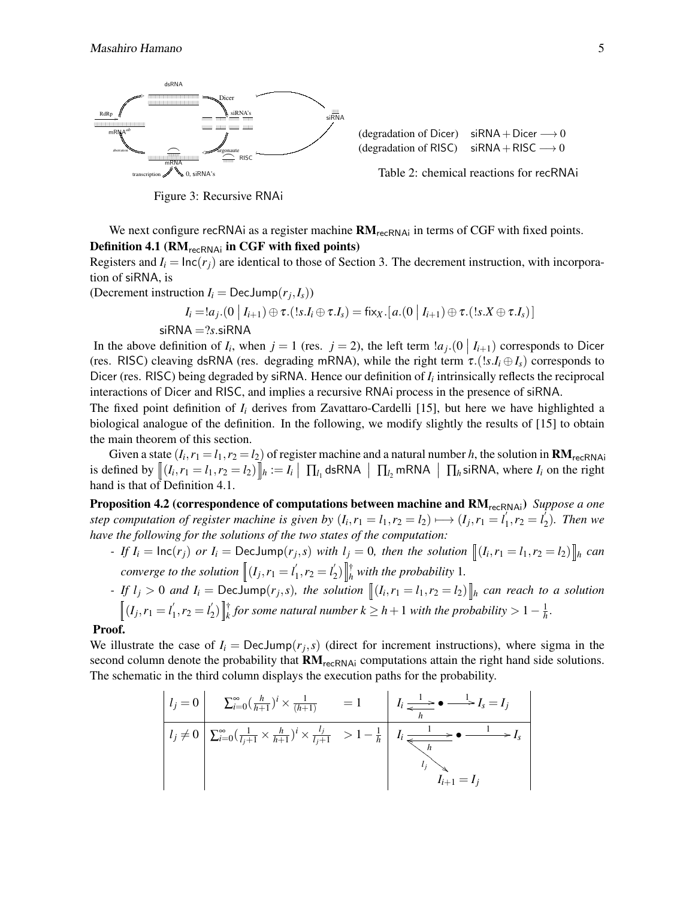Figure 3: Recursive RNAi

| | |
|---|---|
| (degradation of Dicer) | siRNA + Dicer $\longrightarrow 0$ |
| (degradation of RISC) | siRNA + RISC $\longrightarrow 0$ |

Table 2: chemical reactions for recRNAi

We next configure recRNAi as a register machine $\mathbf{RM}_{\mathsf{recRNAi}}$ in terms of CGF with fixed points.

**Definition 4.1 ($\mathbf{RM}_{\mathsf{recRNAi}}$ in CGF with fixed points)**
Registers and $I_i = \mathsf{Inc}(r_j)$ are identical to those of Section 3. The decrement instruction, with incorporation of siRNA, is

(Decrement instruction $I_i = \mathsf{DecJump}(r_j, I_s)$)

$$I_i = !a_j.(0 \mid I_{i+1}) \oplus \tau.(!s.I_i \oplus \tau.I_s) = \mathsf{fix}_X.[a.(0 \mid I_{i+1}) \oplus \tau.(!s.X \oplus \tau.I_s)]$$

$$\mathsf{siRNA} = ?s.\mathsf{siRNA}$$

In the above definition of $I_i$, when $j = 1$ (res. $j = 2$), the left term $!a_j.(0 \mid I_{i+1})$ corresponds to Dicer (res. RISC) cleaving dsRNA (res. degrading mRNA), while the right term $\tau.(!s.I_i \oplus I_s)$ corresponds to Dicer (res. RISC) being degraded by siRNA. Hence our definition of $I_i$ intrinsically reflects the reciprocal interactions of Dicer and RISC, and implies a recursive RNAi process in the presence of siRNA.

The fixed point definition of $I_i$ derives from Zavattaro-Cardelli [15], but here we have highlighted a biological analogue of the definition. In the following, we modify slightly the results of [15] to obtain the main theorem of this section.

Given a state $(I_i, r_1 = l_1, r_2 = l_2)$ of register machine and a natural number $h$, the solution in $\mathbf{RM}_{\mathsf{recRNAi}}$ is defined by $[\![(I_i, r_1 = l_1, r_2 = l_2)]\!]_h := I_i \mid \prod_{l_1} \mathsf{dsRNA} \mid \prod_{l_2} \mathsf{mRNA} \mid \prod_h \mathsf{siRNA}$, where $I_i$ on the right hand is that of Definition 4.1.

**Proposition 4.2 (correspondence of computations between machine and $\mathbf{RM}_{\mathsf{recRNAi}}$)** *Suppose a one step computation of register machine is given by $(I_i, r_1 = l_1, r_2 = l_2) \longmapsto (I_j, r_1 = l_1^{'}, r_2 = l_2^{'})$. Then we have the following for the solutions of the two states of the computation:*

- *If $I_i = \mathsf{Inc}(r_j)$ or $I_i = \mathsf{DecJump}(r_j, s)$ with $l_j = 0$, then the solution $[\![(I_i, r_1 = l_1, r_2 = l_2)]\!]_h$ can converge to the solution $[\![(I_j, r_1 = l_1^{'}, r_2 = l_2^{'})]\!]_h^{\dagger}$ with the probability 1.*
- *If $l_j > 0$ and $I_i = \mathsf{DecJump}(r_j, s)$, the solution $[\![(I_i, r_1 = l_1, r_2 = l_2)]\!]_h$ can reach to a solution $[\![(I_j, r_1 = l_1^{'}, r_2 = l_2^{'})]\!]_k^{\dagger}$ for some natural number $k \geq h+1$ with the probability $> 1 - \frac{1}{h}$.*

**Proof.**
We illustrate the case of $I_i = \mathsf{DecJump}(r_j, s)$ (direct for increment instructions), where sigma in the second column denote the probability that $\mathbf{RM}_{\mathsf{recRNAi}}$ computations attain the right hand side solutions. The schematic in the third column displays the execution paths for the probability.

| | | | |
|---|---|---|---|
| $l_j = 0$ | $\sum_{i=0}^{\infty} (\frac{h}{h+1})^i \times \frac{1}{(h+1)}$ | $= 1$ | $I_i \xrightarrow{1} \bullet \xrightarrow{1} I_s = I_j$ (with return edge $h$ from $\bullet$ to $I_i$) |
| $l_j \neq 0$ | $\sum_{i=0}^{\infty} (\frac{1}{l_j+1} \times \frac{h}{h+1})^i \times \frac{l_j}{l_j+1}$ | $> 1 - \frac{1}{h}$ | $I_i \xrightarrow{1} \bullet \xrightarrow{1} I_s$ (with return edge $h$ from $\bullet$ to $I_i$); $I_i \xrightarrow{l_j} I_{i+1} = I_j$ |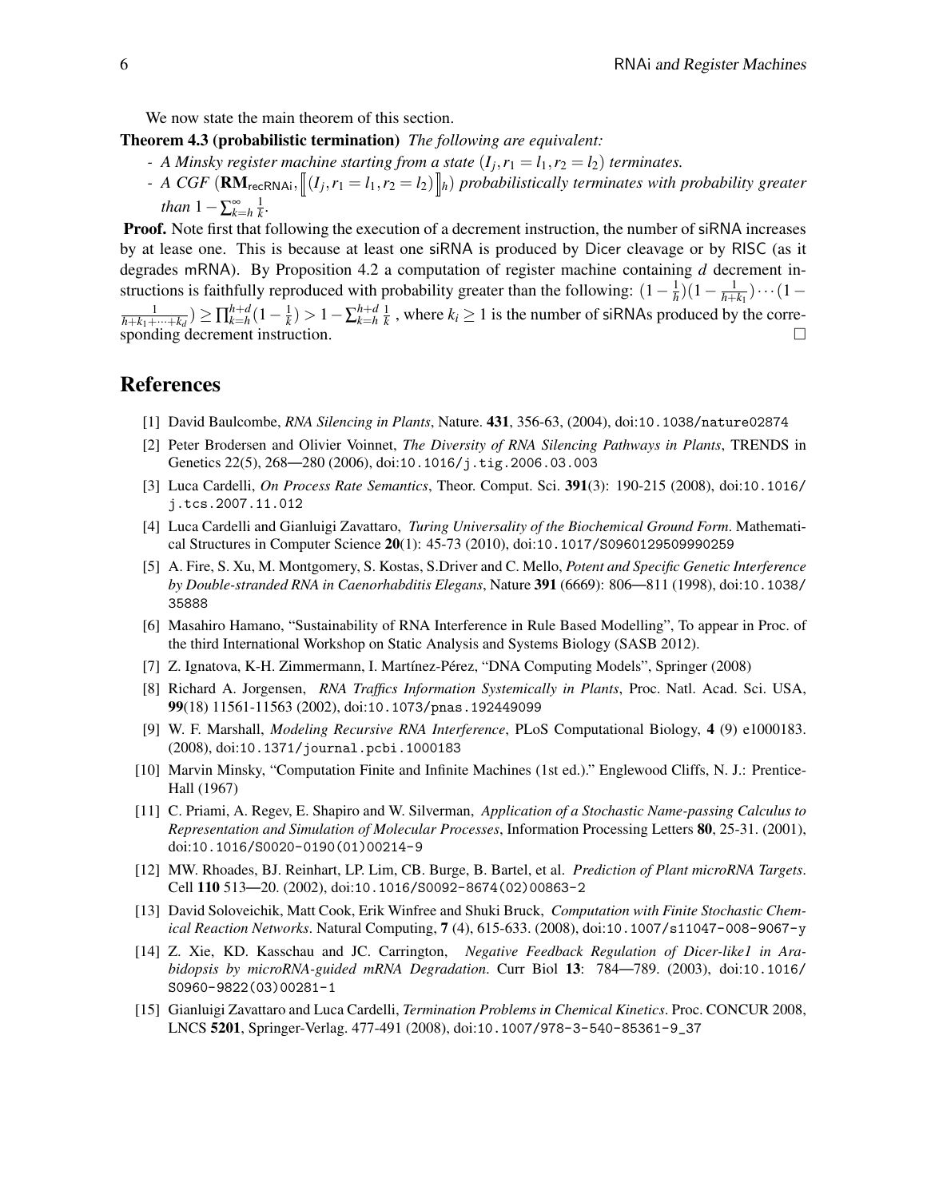We now state the main theorem of this section.

**Theorem 4.3 (probabilistic termination)** *The following are equivalent:*

- *A Minsky register machine starting from a state $(I_j, r_1 = l_1, r_2 = l_2)$ terminates.*
- *A CGF $(\mathbf{RM}_{\mathsf{recRNAi}}, [\![(I_j, r_1 = l_1, r_2 = l_2)]\!]_h)$ probabilistically terminates with probability greater than $1 - \sum_{k=h}^{\infty} \frac{1}{k}$.*

**Proof.** Note first that following the execution of a decrement instruction, the number of siRNA increases by at lease one. This is because at least one siRNA is produced by Dicer cleavage or by RISC (as it degrades mRNA). By Proposition 4.2 a computation of register machine containing $d$ decrement instructions is faithfully reproduced with probability greater than the following: $(1 - \frac{1}{h})(1 - \frac{1}{h+k_1}) \cdots (1 - \frac{1}{h+k_1+\cdots+k_d}) \geq \prod_{k=h}^{h+d}(1 - \frac{1}{k}) > 1 - \sum_{k=h}^{h+d} \frac{1}{k}$ , where $k_i \geq 1$ is the number of siRNAs produced by the corresponding decrement instruction. □

## References

[1] David Baulcombe, *RNA Silencing in Plants*, Nature. **431**, 356-63, (2004), doi:10.1038/nature02874

[2] Peter Brodersen and Olivier Voinnet, *The Diversity of RNA Silencing Pathways in Plants*, TRENDS in Genetics 22(5), 268—280 (2006), doi:10.1016/j.tig.2006.03.003

[3] Luca Cardelli, *On Process Rate Semantics*, Theor. Comput. Sci. **391**(3): 190-215 (2008), doi:10.1016/j.tcs.2007.11.012

[4] Luca Cardelli and Gianluigi Zavattaro, *Turing Universality of the Biochemical Ground Form*. Mathematical Structures in Computer Science **20**(1): 45-73 (2010), doi:10.1017/S0960129509990259

[5] A. Fire, S. Xu, M. Montgomery, S. Kostas, S.Driver and C. Mello, *Potent and Specific Genetic Interference by Double-stranded RNA in Caenorhabditis Elegans*, Nature **391** (6669): 806—811 (1998), doi:10.1038/35888

[6] Masahiro Hamano, "Sustainability of RNA Interference in Rule Based Modelling", To appear in Proc. of the third International Workshop on Static Analysis and Systems Biology (SASB 2012).

[7] Z. Ignatova, K-H. Zimmermann, I. Martínez-Pérez, "DNA Computing Models", Springer (2008)

[8] Richard A. Jorgensen, *RNA Traffics Information Systemically in Plants*, Proc. Natl. Acad. Sci. USA, **99**(18) 11561-11563 (2002), doi:10.1073/pnas.192449099

[9] W. F. Marshall, *Modeling Recursive RNA Interference*, PLoS Computational Biology, **4** (9) e1000183. (2008), doi:10.1371/journal.pcbi.1000183

[10] Marvin Minsky, "Computation Finite and Infinite Machines (1st ed.)." Englewood Cliffs, N. J.: Prentice-Hall (1967)

[11] C. Priami, A. Regev, E. Shapiro and W. Silverman, *Application of a Stochastic Name-passing Calculus to Representation and Simulation of Molecular Processes*, Information Processing Letters **80**, 25-31. (2001), doi:10.1016/S0020-0190(01)00214-9

[12] MW. Rhoades, BJ. Reinhart, LP. Lim, CB. Burge, B. Bartel, et al. *Prediction of Plant microRNA Targets*. Cell **110** 513—20. (2002), doi:10.1016/S0092-8674(02)00863-2

[13] David Soloveichik, Matt Cook, Erik Winfree and Shuki Bruck, *Computation with Finite Stochastic Chemical Reaction Networks*. Natural Computing, **7** (4), 615-633. (2008), doi:10.1007/s11047-008-9067-y

[14] Z. Xie, KD. Kasschau and JC. Carrington, *Negative Feedback Regulation of Dicer-like1 in Arabidopsis by microRNA-guided mRNA Degradation*. Curr Biol **13**: 784—789. (2003), doi:10.1016/S0960-9822(03)00281-1

[15] Gianluigi Zavattaro and Luca Cardelli, *Termination Problems in Chemical Kinetics*. Proc. CONCUR 2008, LNCS **5201**, Springer-Verlag. 477-491 (2008), doi:10.1007/978-3-540-85361-9_37